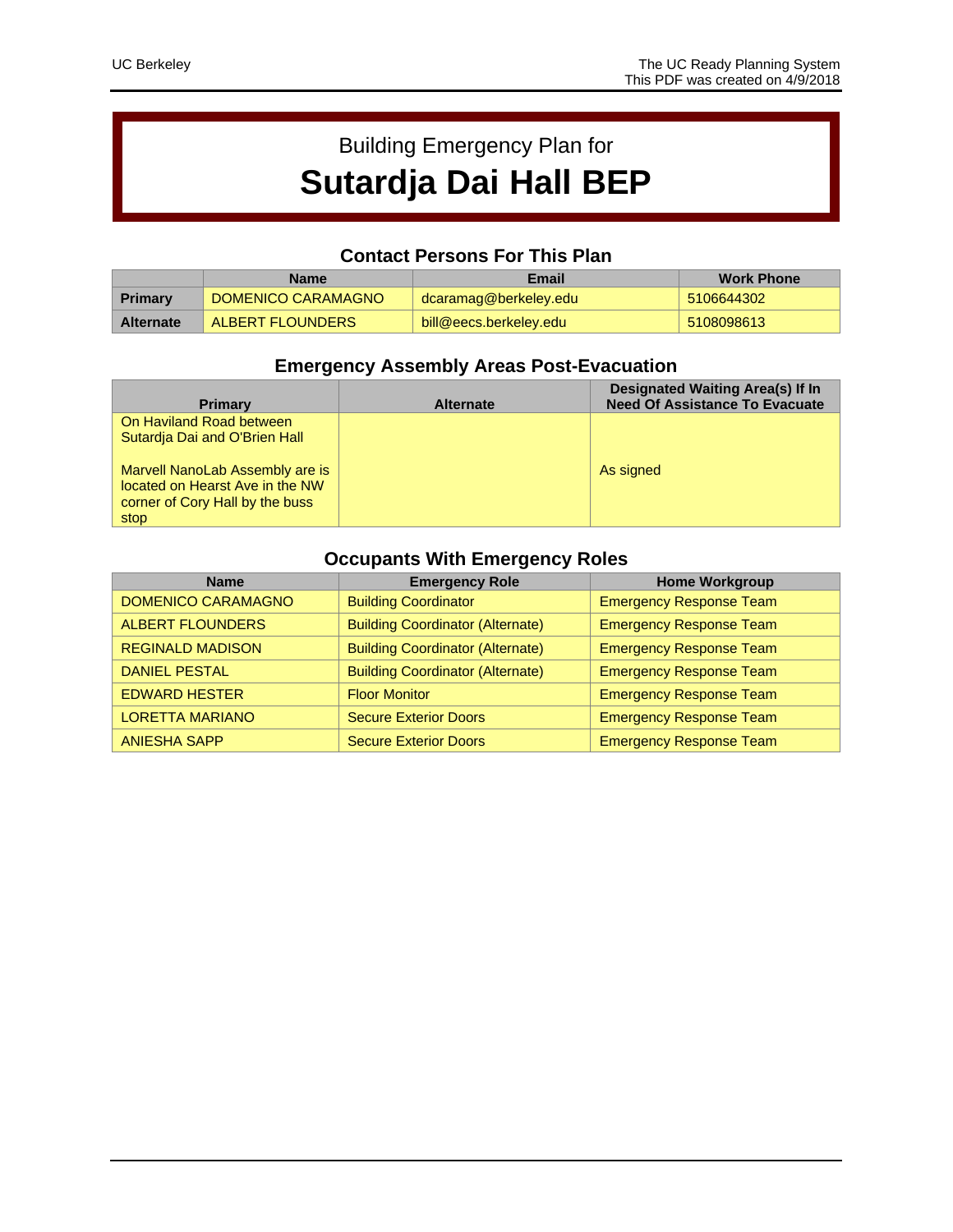Building Emergency Plan for

# Sutardja Dai Hall BEP

## Contact Persons For This Plan

| | Name | Email | Work Phone |
|---|---|---|---|
| **Primary** | DOMENICO CARAMAGNO | dcaramag@berkeley.edu | 5106644302 |
| **Alternate** | ALBERT FLOUNDERS | bill@eecs.berkeley.edu | 5108098613 |

## Emergency Assembly Areas Post-Evacuation

| Primary | Alternate | Designated Waiting Area(s) If In Need Of Assistance To Evacuate |
|---|---|---|
| On Haviland Road between Sutardja Dai and O'Brien Hall<br><br>Marvell NanoLab Assembly are is located on Hearst Ave in the NW corner of Cory Hall by the buss stop | | As signed |

## Occupants With Emergency Roles

| Name | Emergency Role | Home Workgroup |
|---|---|---|
| DOMENICO CARAMAGNO | Building Coordinator | Emergency Response Team |
| ALBERT FLOUNDERS | Building Coordinator (Alternate) | Emergency Response Team |
| REGINALD MADISON | Building Coordinator (Alternate) | Emergency Response Team |
| DANIEL PESTAL | Building Coordinator (Alternate) | Emergency Response Team |
| EDWARD HESTER | Floor Monitor | Emergency Response Team |
| LORETTA MARIANO | Secure Exterior Doors | Emergency Response Team |
| ANIESHA SAPP | Secure Exterior Doors | Emergency Response Team |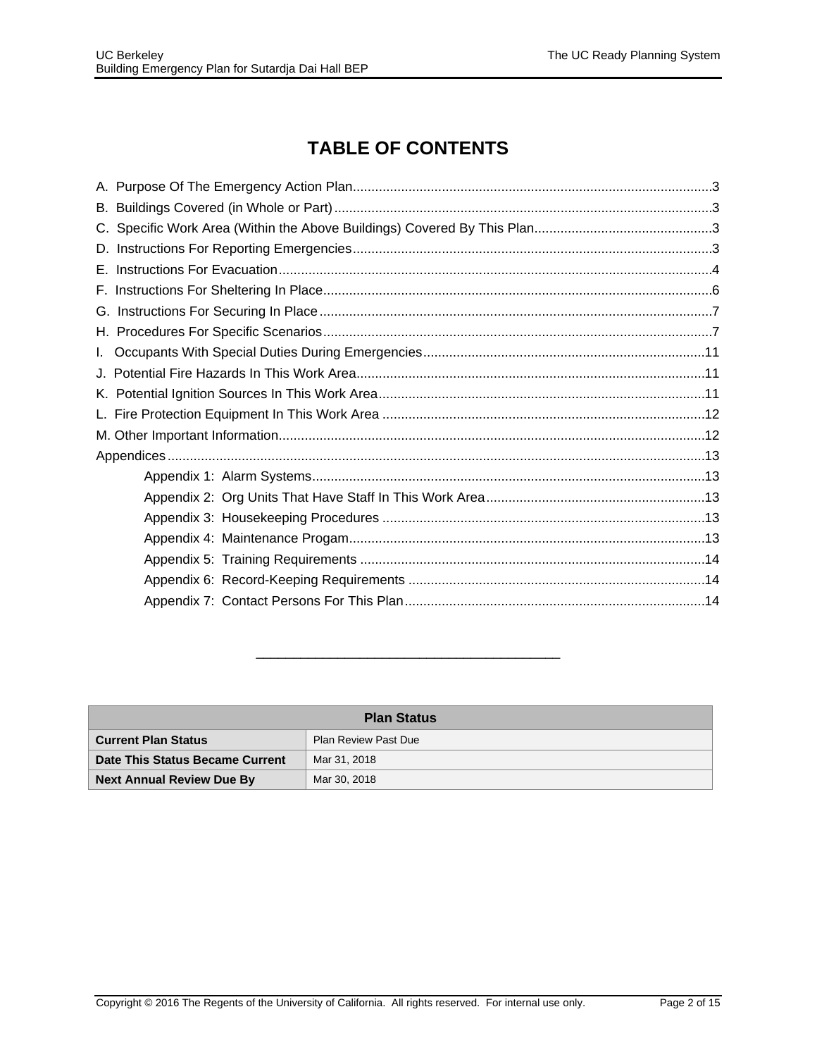# TABLE OF CONTENTS

A. Purpose Of The Emergency Action Plan....3
B. Buildings Covered (in Whole or Part)....3
C. Specific Work Area (Within the Above Buildings) Covered By This Plan....3
D. Instructions For Reporting Emergencies....3
E. Instructions For Evacuation....4
F. Instructions For Sheltering In Place....6
G. Instructions For Securing In Place....7
H. Procedures For Specific Scenarios....7
I. Occupants With Special Duties During Emergencies....11
J. Potential Fire Hazards In This Work Area....11
K. Potential Ignition Sources In This Work Area....11
L. Fire Protection Equipment In This Work Area....12
M. Other Important Information....12
Appendices....13
- Appendix 1: Alarm Systems....13
- Appendix 2: Org Units That Have Staff In This Work Area....13
- Appendix 3: Housekeeping Procedures....13
- Appendix 4: Maintenance Progam....13
- Appendix 5: Training Requirements....14
- Appendix 6: Record-Keeping Requirements....14
- Appendix 7: Contact Persons For This Plan....14

---

| Plan Status | |
|---|---|
| **Current Plan Status** | Plan Review Past Due |
| **Date This Status Became Current** | Mar 31, 2018 |
| **Next Annual Review Due By** | Mar 30, 2018 |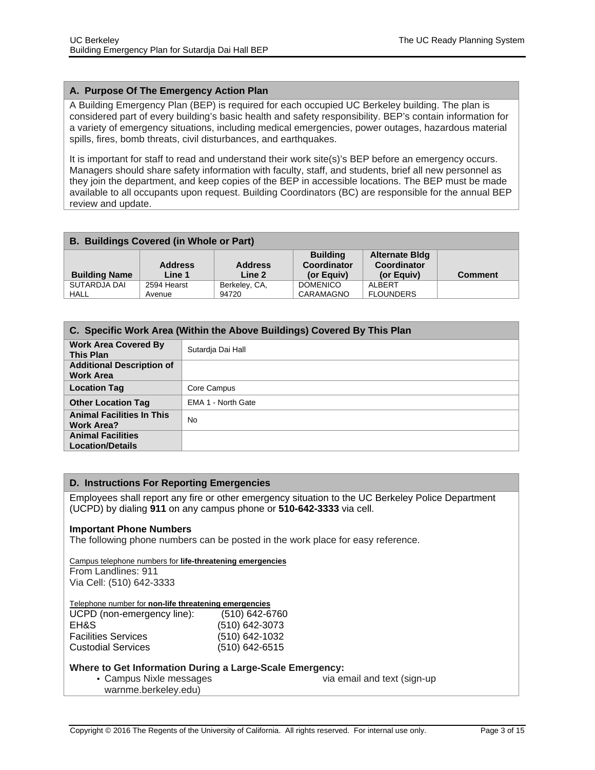## A. Purpose Of The Emergency Action Plan

A Building Emergency Plan (BEP) is required for each occupied UC Berkeley building. The plan is considered part of every building's basic health and safety responsibility. BEP's contain information for a variety of emergency situations, including medical emergencies, power outages, hazardous material spills, fires, bomb threats, civil disturbances, and earthquakes.

It is important for staff to read and understand their work site(s)'s BEP before an emergency occurs. Managers should share safety information with faculty, staff, and students, brief all new personnel as they join the department, and keep copies of the BEP in accessible locations. The BEP must be made available to all occupants upon request. Building Coordinators (BC) are responsible for the annual BEP review and update.

## B. Buildings Covered (in Whole or Part)

| Building Name | Address Line 1 | Address Line 2 | Building Coordinator (or Equiv) | Alternate Bldg Coordinator (or Equiv) | Comment |
|---|---|---|---|---|---|
| SUTARDJA DAI HALL | 2594 Hearst Avenue | Berkeley, CA, 94720 | DOMENICO CARAMAGNO | ALBERT FLOUNDERS | |

## C. Specific Work Area (Within the Above Buildings) Covered By This Plan

| | |
|---|---|
| **Work Area Covered By This Plan** | Sutardja Dai Hall |
| **Additional Description of Work Area** | |
| **Location Tag** | Core Campus |
| **Other Location Tag** | EMA 1 - North Gate |
| **Animal Facilities In This Work Area?** | No |
| **Animal Facilities Location/Details** | |

## D. Instructions For Reporting Emergencies

Employees shall report any fire or other emergency situation to the UC Berkeley Police Department (UCPD) by dialing **911** on any campus phone or **510-642-3333** via cell.

**Important Phone Numbers**

The following phone numbers can be posted in the work place for easy reference.

Campus telephone numbers for **life-threatening emergencies**

From Landlines: 911
Via Cell: (510) 642-3333

Telephone number for **non-life threatening emergencies**

| | |
|---|---|
| UCPD (non-emergency line): | (510) 642-6760 |
| EH&S | (510) 642-3073 |
| Facilities Services | (510) 642-1032 |
| Custodial Services | (510) 642-6515 |

**Where to Get Information During a Large-Scale Emergency:**

- Campus Nixle messages via email and text (sign-up warnme.berkeley.edu)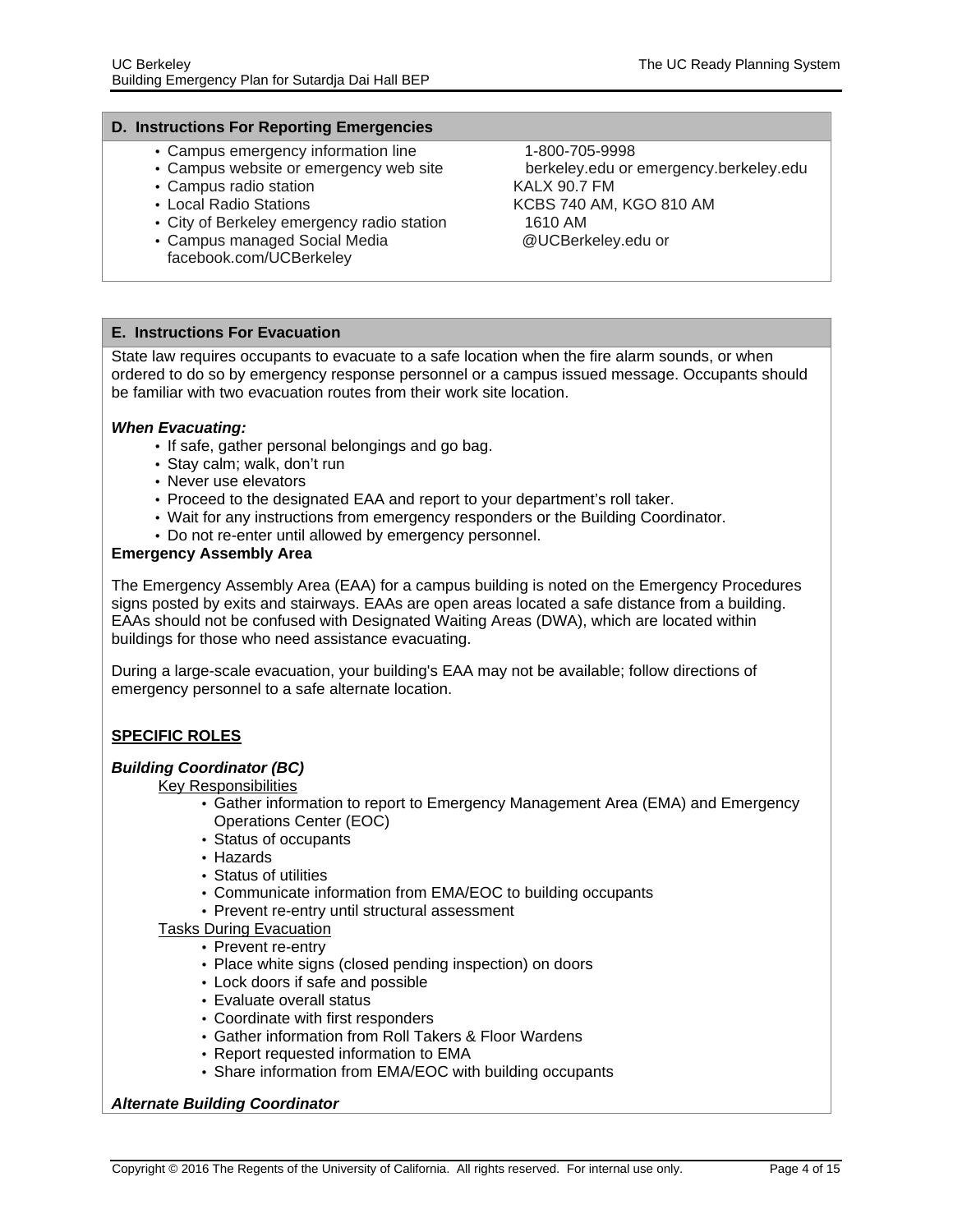## D. Instructions For Reporting Emergencies

- Campus emergency information line — 1-800-705-9998
- Campus website or emergency web site — berkeley.edu or emergency.berkeley.edu
- Campus radio station — KALX 90.7 FM
- Local Radio Stations — KCBS 740 AM, KGO 810 AM
- City of Berkeley emergency radio station — 1610 AM
- Campus managed Social Media — @UCBerkeley.edu or facebook.com/UCBerkeley

## E. Instructions For Evacuation

State law requires occupants to evacuate to a safe location when the fire alarm sounds, or when ordered to do so by emergency response personnel or a campus issued message. Occupants should be familiar with two evacuation routes from their work site location.

***When Evacuating:***

- If safe, gather personal belongings and go bag.
- Stay calm; walk, don't run
- Never use elevators
- Proceed to the designated EAA and report to your department's roll taker.
- Wait for any instructions from emergency responders or the Building Coordinator.
- Do not re-enter until allowed by emergency personnel.

**Emergency Assembly Area**

The Emergency Assembly Area (EAA) for a campus building is noted on the Emergency Procedures signs posted by exits and stairways. EAAs are open areas located a safe distance from a building. EAAs should not be confused with Designated Waiting Areas (DWA), which are located within buildings for those who need assistance evacuating.

During a large-scale evacuation, your building's EAA may not be available; follow directions of emergency personnel to a safe alternate location.

### SPECIFIC ROLES

***Building Coordinator (BC)***

Key Responsibilities

- Gather information to report to Emergency Management Area (EMA) and Emergency Operations Center (EOC)
- Status of occupants
- Hazards
- Status of utilities
- Communicate information from EMA/EOC to building occupants
- Prevent re-entry until structural assessment

Tasks During Evacuation

- Prevent re-entry
- Place white signs (closed pending inspection) on doors
- Lock doors if safe and possible
- Evaluate overall status
- Coordinate with first responders
- Gather information from Roll Takers & Floor Wardens
- Report requested information to EMA
- Share information from EMA/EOC with building occupants

***Alternate Building Coordinator***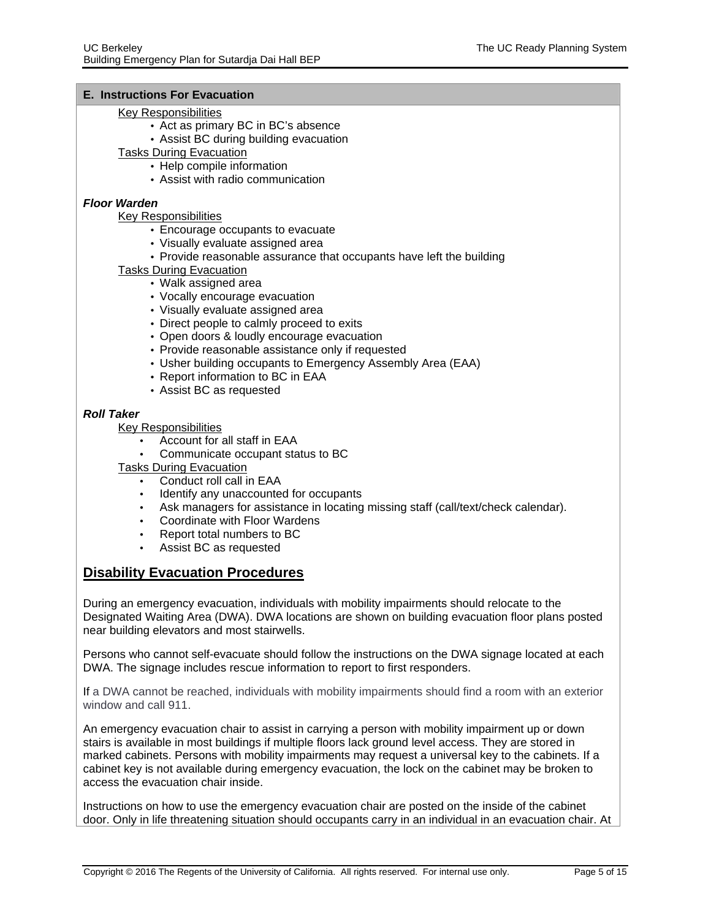## E. Instructions For Evacuation

Key Responsibilities

- Act as primary BC in BC's absence
- Assist BC during building evacuation

Tasks During Evacuation

- Help compile information
- Assist with radio communication

***Floor Warden***

Key Responsibilities

- Encourage occupants to evacuate
- Visually evaluate assigned area
- Provide reasonable assurance that occupants have left the building

Tasks During Evacuation

- Walk assigned area
- Vocally encourage evacuation
- Visually evaluate assigned area
- Direct people to calmly proceed to exits
- Open doors & loudly encourage evacuation
- Provide reasonable assistance only if requested
- Usher building occupants to Emergency Assembly Area (EAA)
- Report information to BC in EAA
- Assist BC as requested

***Roll Taker***

Key Responsibilities

- Account for all staff in EAA
- Communicate occupant status to BC

Tasks During Evacuation

- Conduct roll call in EAA
- Identify any unaccounted for occupants
- Ask managers for assistance in locating missing staff (call/text/check calendar).
- Coordinate with Floor Wardens
- Report total numbers to BC
- Assist BC as requested

## Disability Evacuation Procedures

During an emergency evacuation, individuals with mobility impairments should relocate to the Designated Waiting Area (DWA). DWA locations are shown on building evacuation floor plans posted near building elevators and most stairwells.

Persons who cannot self-evacuate should follow the instructions on the DWA signage located at each DWA. The signage includes rescue information to report to first responders.

If a DWA cannot be reached, individuals with mobility impairments should find a room with an exterior window and call 911.

An emergency evacuation chair to assist in carrying a person with mobility impairment up or down stairs is available in most buildings if multiple floors lack ground level access. They are stored in marked cabinets. Persons with mobility impairments may request a universal key to the cabinets. If a cabinet key is not available during emergency evacuation, the lock on the cabinet may be broken to access the evacuation chair inside.

Instructions on how to use the emergency evacuation chair are posted on the inside of the cabinet door. Only in life threatening situation should occupants carry in an individual in an evacuation chair. At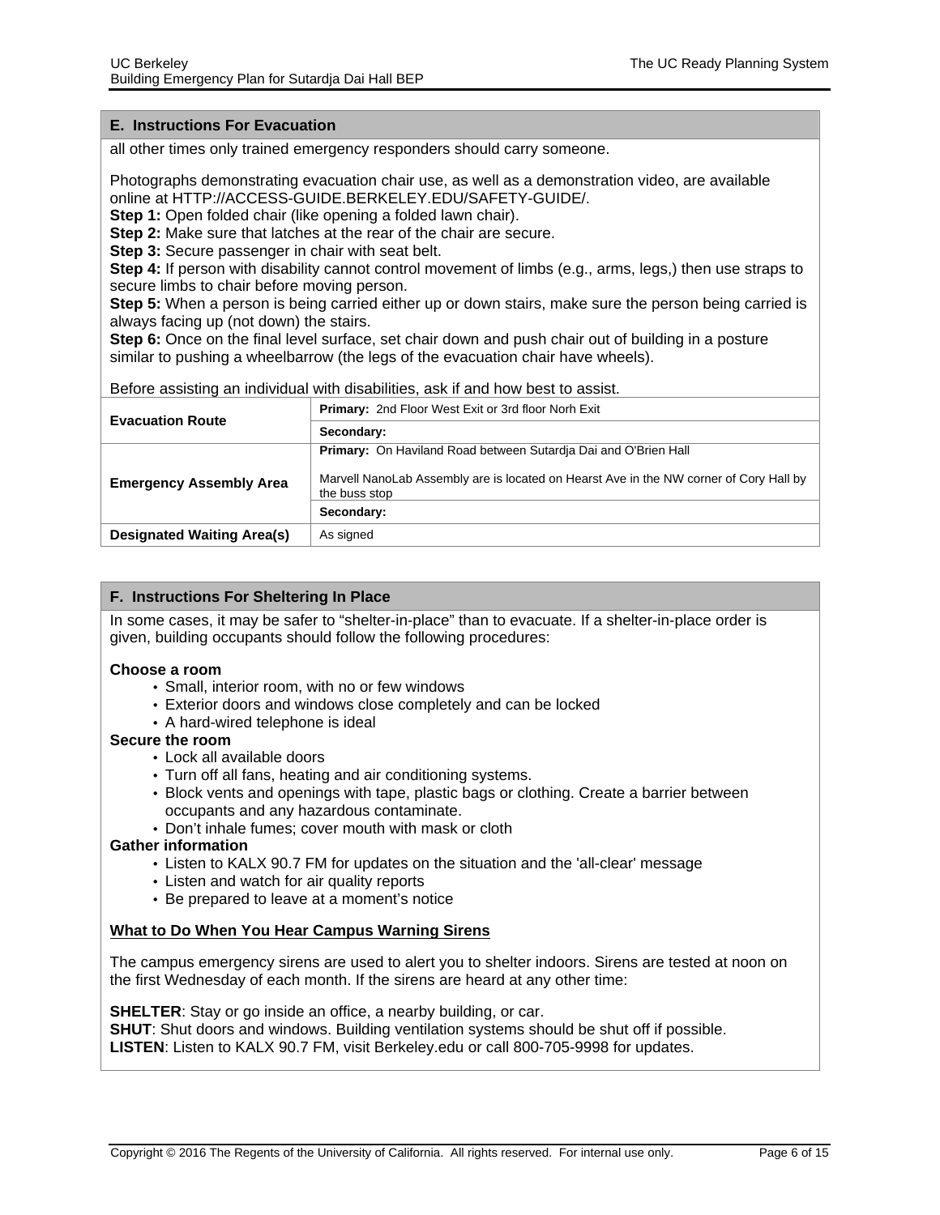## E. Instructions For Evacuation

all other times only trained emergency responders should carry someone.

Photographs demonstrating evacuation chair use, as well as a demonstration video, are available online at HTTP://ACCESS-GUIDE.BERKELEY.EDU/SAFETY-GUIDE/.

**Step 1:** Open folded chair (like opening a folded lawn chair).
**Step 2:** Make sure that latches at the rear of the chair are secure.
**Step 3:** Secure passenger in chair with seat belt.
**Step 4:** If person with disability cannot control movement of limbs (e.g., arms, legs,) then use straps to secure limbs to chair before moving person.
**Step 5:** When a person is being carried either up or down stairs, make sure the person being carried is always facing up (not down) the stairs.
**Step 6:** Once on the final level surface, set chair down and push chair out of building in a posture similar to pushing a wheelbarrow (the legs of the evacuation chair have wheels).

Before assisting an individual with disabilities, ask if and how best to assist.

| | |
|---|---|
| **Evacuation Route** | **Primary:** 2nd Floor West Exit or 3rd floor Norh Exit |
| | **Secondary:** |
| **Emergency Assembly Area** | **Primary:** On Haviland Road between Sutardja Dai and O'Brien Hall<br><br>Marvell NanoLab Assembly are is located on Hearst Ave in the NW corner of Cory Hall by the buss stop |
| | **Secondary:** |
| **Designated Waiting Area(s)** | As signed |

## F. Instructions For Sheltering In Place

In some cases, it may be safer to "shelter-in-place" than to evacuate. If a shelter-in-place order is given, building occupants should follow the following procedures:

**Choose a room**

- Small, interior room, with no or few windows
- Exterior doors and windows close completely and can be locked
- A hard-wired telephone is ideal

**Secure the room**

- Lock all available doors
- Turn off all fans, heating and air conditioning systems.
- Block vents and openings with tape, plastic bags or clothing. Create a barrier between occupants and any hazardous contaminate.
- Don't inhale fumes; cover mouth with mask or cloth

**Gather information**

- Listen to KALX 90.7 FM for updates on the situation and the 'all-clear' message
- Listen and watch for air quality reports
- Be prepared to leave at a moment's notice

**<u>What to Do When You Hear Campus Warning Sirens</u>**

The campus emergency sirens are used to alert you to shelter indoors. Sirens are tested at noon on the first Wednesday of each month. If the sirens are heard at any other time:

**SHELTER**: Stay or go inside an office, a nearby building, or car.
**SHUT**: Shut doors and windows. Building ventilation systems should be shut off if possible.
**LISTEN**: Listen to KALX 90.7 FM, visit Berkeley.edu or call 800-705-9998 for updates.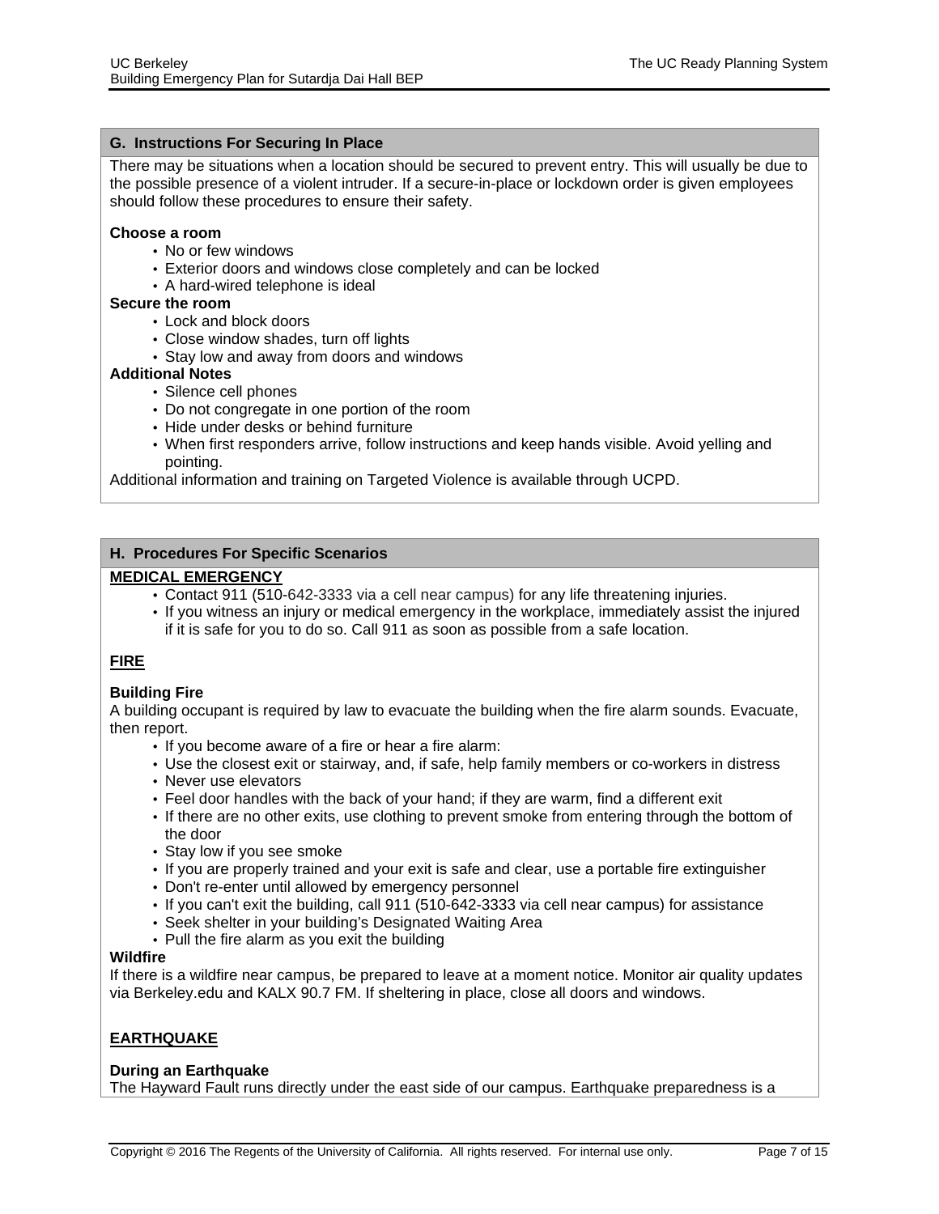## G. Instructions For Securing In Place

There may be situations when a location should be secured to prevent entry. This will usually be due to the possible presence of a violent intruder. If a secure-in-place or lockdown order is given employees should follow these procedures to ensure their safety.

**Choose a room**

- No or few windows
- Exterior doors and windows close completely and can be locked
- A hard-wired telephone is ideal

**Secure the room**

- Lock and block doors
- Close window shades, turn off lights
- Stay low and away from doors and windows

**Additional Notes**

- Silence cell phones
- Do not congregate in one portion of the room
- Hide under desks or behind furniture
- When first responders arrive, follow instructions and keep hands visible. Avoid yelling and pointing.

Additional information and training on Targeted Violence is available through UCPD.

## H. Procedures For Specific Scenarios

### MEDICAL EMERGENCY

- Contact 911 (510-642-3333 via a cell near campus) for any life threatening injuries.
- If you witness an injury or medical emergency in the workplace, immediately assist the injured if it is safe for you to do so. Call 911 as soon as possible from a safe location.

### FIRE

**Building Fire**

A building occupant is required by law to evacuate the building when the fire alarm sounds. Evacuate, then report.

- If you become aware of a fire or hear a fire alarm:
- Use the closest exit or stairway, and, if safe, help family members or co-workers in distress
- Never use elevators
- Feel door handles with the back of your hand; if they are warm, find a different exit
- If there are no other exits, use clothing to prevent smoke from entering through the bottom of the door
- Stay low if you see smoke
- If you are properly trained and your exit is safe and clear, use a portable fire extinguisher
- Don't re-enter until allowed by emergency personnel
- If you can't exit the building, call 911 (510-642-3333 via cell near campus) for assistance
- Seek shelter in your building's Designated Waiting Area
- Pull the fire alarm as you exit the building

**Wildfire**

If there is a wildfire near campus, be prepared to leave at a moment notice. Monitor air quality updates via Berkeley.edu and KALX 90.7 FM. If sheltering in place, close all doors and windows.

### EARTHQUAKE

**During an Earthquake**

The Hayward Fault runs directly under the east side of our campus. Earthquake preparedness is a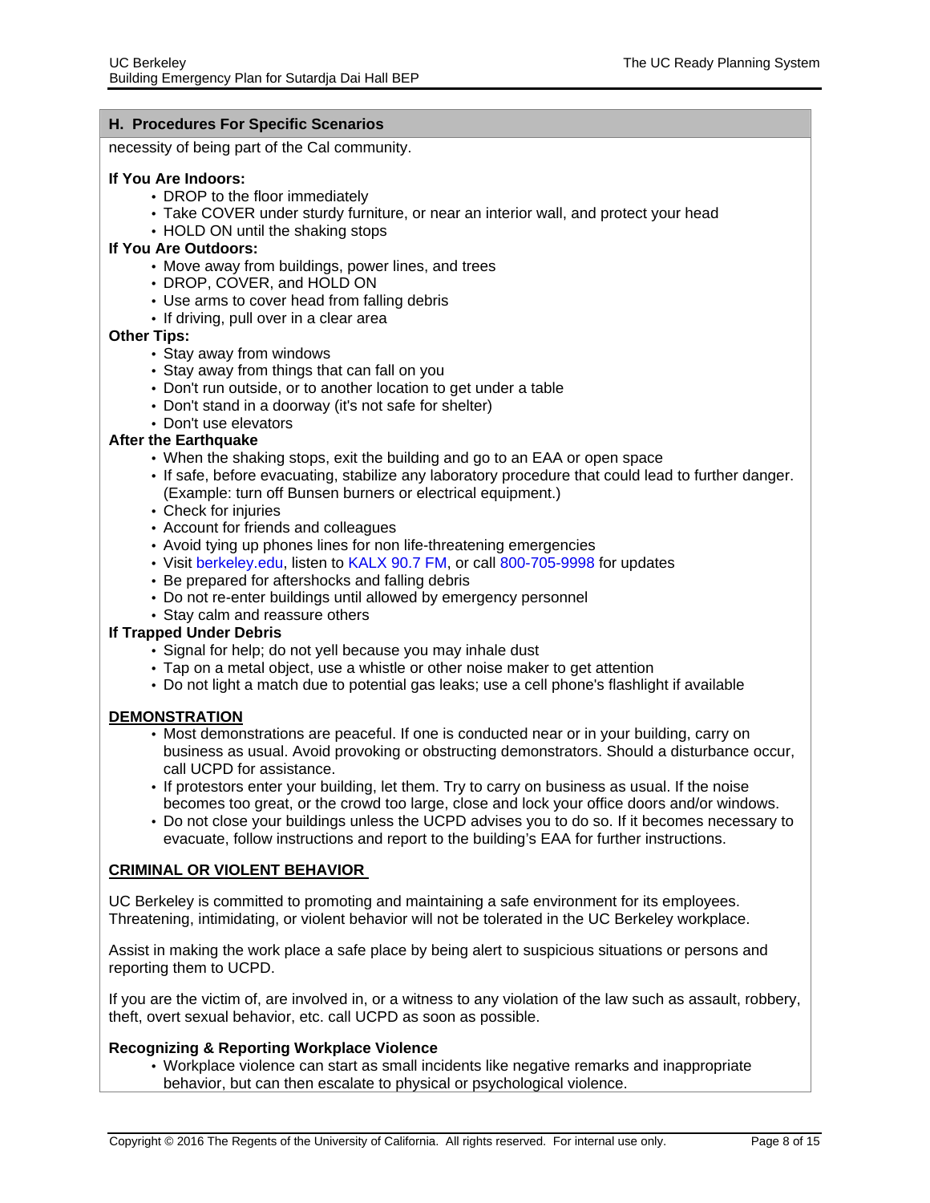## H. Procedures For Specific Scenarios

necessity of being part of the Cal community.

**If You Are Indoors:**

- DROP to the floor immediately
- Take COVER under sturdy furniture, or near an interior wall, and protect your head
- HOLD ON until the shaking stops

**If You Are Outdoors:**

- Move away from buildings, power lines, and trees
- DROP, COVER, and HOLD ON
- Use arms to cover head from falling debris
- If driving, pull over in a clear area

**Other Tips:**

- Stay away from windows
- Stay away from things that can fall on you
- Don't run outside, or to another location to get under a table
- Don't stand in a doorway (it's not safe for shelter)
- Don't use elevators

**After the Earthquake**

- When the shaking stops, exit the building and go to an EAA or open space
- If safe, before evacuating, stabilize any laboratory procedure that could lead to further danger. (Example: turn off Bunsen burners or electrical equipment.)
- Check for injuries
- Account for friends and colleagues
- Avoid tying up phones lines for non life-threatening emergencies
- Visit berkeley.edu, listen to KALX 90.7 FM, or call 800-705-9998 for updates
- Be prepared for aftershocks and falling debris
- Do not re-enter buildings until allowed by emergency personnel
- Stay calm and reassure others

**If Trapped Under Debris**

- Signal for help; do not yell because you may inhale dust
- Tap on a metal object, use a whistle or other noise maker to get attention
- Do not light a match due to potential gas leaks; use a cell phone's flashlight if available

### DEMONSTRATION

- Most demonstrations are peaceful. If one is conducted near or in your building, carry on business as usual. Avoid provoking or obstructing demonstrators. Should a disturbance occur, call UCPD for assistance.
- If protestors enter your building, let them. Try to carry on business as usual. If the noise becomes too great, or the crowd too large, close and lock your office doors and/or windows.
- Do not close your buildings unless the UCPD advises you to do so. If it becomes necessary to evacuate, follow instructions and report to the building's EAA for further instructions.

### CRIMINAL OR VIOLENT BEHAVIOR

UC Berkeley is committed to promoting and maintaining a safe environment for its employees. Threatening, intimidating, or violent behavior will not be tolerated in the UC Berkeley workplace.

Assist in making the work place a safe place by being alert to suspicious situations or persons and reporting them to UCPD.

If you are the victim of, are involved in, or a witness to any violation of the law such as assault, robbery, theft, overt sexual behavior, etc. call UCPD as soon as possible.

**Recognizing & Reporting Workplace Violence**

- Workplace violence can start as small incidents like negative remarks and inappropriate behavior, but can then escalate to physical or psychological violence.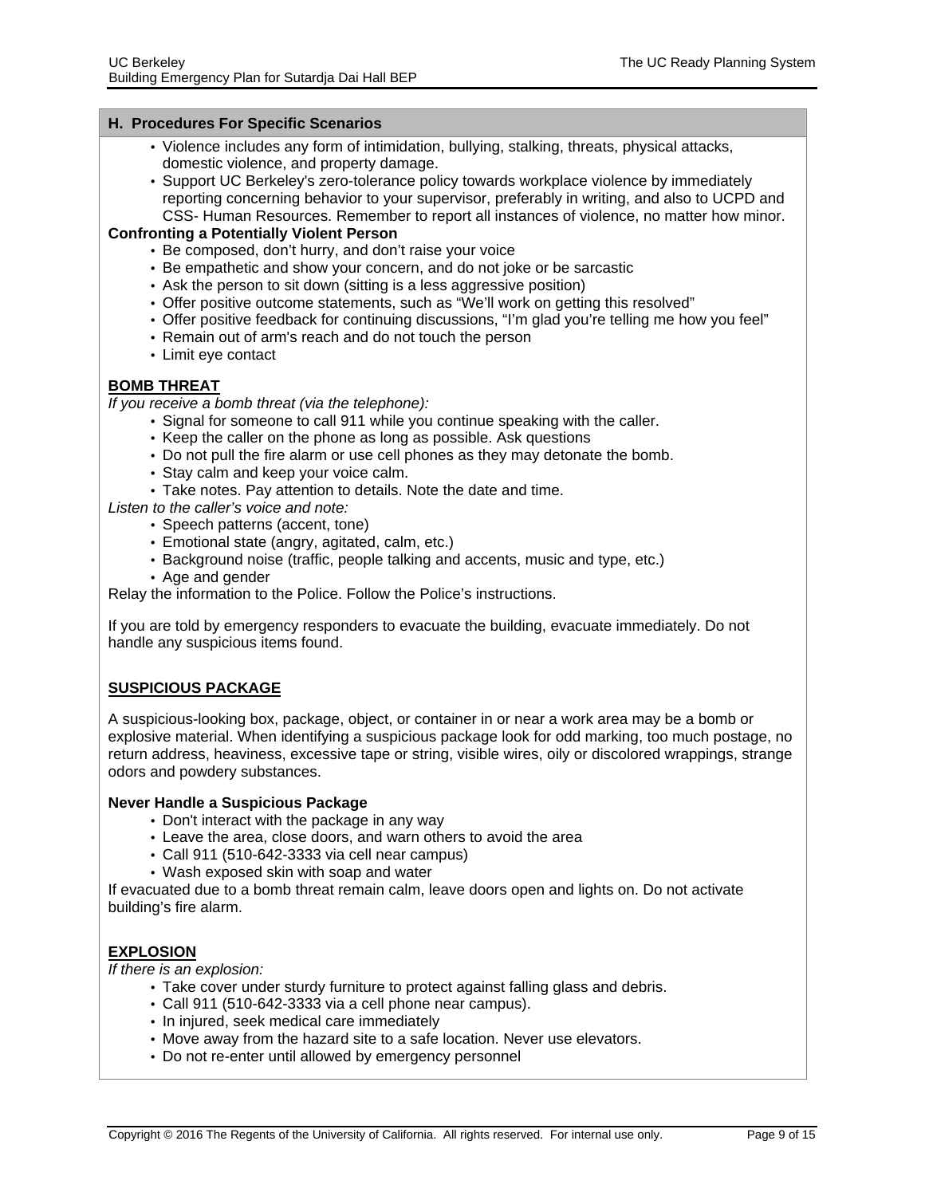## H. Procedures For Specific Scenarios

- Violence includes any form of intimidation, bullying, stalking, threats, physical attacks, domestic violence, and property damage.
- Support UC Berkeley's zero-tolerance policy towards workplace violence by immediately reporting concerning behavior to your supervisor, preferably in writing, and also to UCPD and CSS- Human Resources. Remember to report all instances of violence, no matter how minor.

**Confronting a Potentially Violent Person**

- Be composed, don't hurry, and don't raise your voice
- Be empathetic and show your concern, and do not joke or be sarcastic
- Ask the person to sit down (sitting is a less aggressive position)
- Offer positive outcome statements, such as "We'll work on getting this resolved"
- Offer positive feedback for continuing discussions, "I'm glad you're telling me how you feel"
- Remain out of arm's reach and do not touch the person
- Limit eye contact

### BOMB THREAT

*If you receive a bomb threat (via the telephone):*

- Signal for someone to call 911 while you continue speaking with the caller.
- Keep the caller on the phone as long as possible. Ask questions
- Do not pull the fire alarm or use cell phones as they may detonate the bomb.
- Stay calm and keep your voice calm.
- Take notes. Pay attention to details. Note the date and time.

*Listen to the caller's voice and note:*

- Speech patterns (accent, tone)
- Emotional state (angry, agitated, calm, etc.)
- Background noise (traffic, people talking and accents, music and type, etc.)
- Age and gender

Relay the information to the Police. Follow the Police's instructions.

If you are told by emergency responders to evacuate the building, evacuate immediately. Do not handle any suspicious items found.

### SUSPICIOUS PACKAGE

A suspicious-looking box, package, object, or container in or near a work area may be a bomb or explosive material. When identifying a suspicious package look for odd marking, too much postage, no return address, heaviness, excessive tape or string, visible wires, oily or discolored wrappings, strange odors and powdery substances.

**Never Handle a Suspicious Package**

- Don't interact with the package in any way
- Leave the area, close doors, and warn others to avoid the area
- Call 911 (510-642-3333 via cell near campus)
- Wash exposed skin with soap and water

If evacuated due to a bomb threat remain calm, leave doors open and lights on. Do not activate building's fire alarm.

### EXPLOSION

*If there is an explosion:*

- Take cover under sturdy furniture to protect against falling glass and debris.
- Call 911 (510-642-3333 via a cell phone near campus).
- In injured, seek medical care immediately
- Move away from the hazard site to a safe location. Never use elevators.
- Do not re-enter until allowed by emergency personnel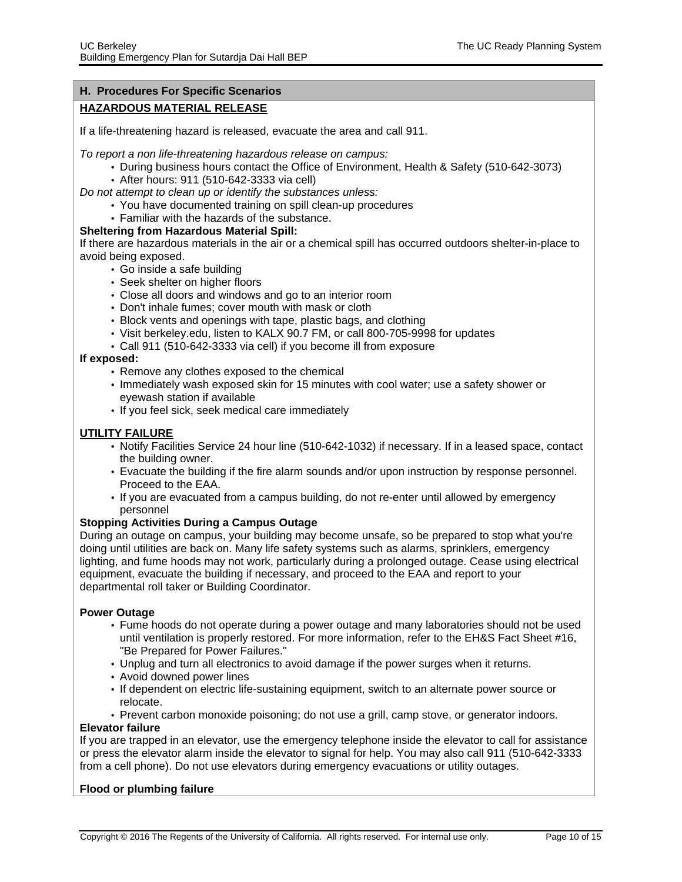## H. Procedures For Specific Scenarios

### HAZARDOUS MATERIAL RELEASE

If a life-threatening hazard is released, evacuate the area and call 911.

*To report a non life-threatening hazardous release on campus:*

- During business hours contact the Office of Environment, Health & Safety (510-642-3073)
- After hours: 911 (510-642-3333 via cell)

*Do not attempt to clean up or identify the substances unless:*

- You have documented training on spill clean-up procedures
- Familiar with the hazards of the substance.

**Sheltering from Hazardous Material Spill:**

If there are hazardous materials in the air or a chemical spill has occurred outdoors shelter-in-place to avoid being exposed.

- Go inside a safe building
- Seek shelter on higher floors
- Close all doors and windows and go to an interior room
- Don't inhale fumes; cover mouth with mask or cloth
- Block vents and openings with tape, plastic bags, and clothing
- Visit berkeley.edu, listen to KALX 90.7 FM, or call 800-705-9998 for updates
- Call 911 (510-642-3333 via cell) if you become ill from exposure

**If exposed:**

- Remove any clothes exposed to the chemical
- Immediately wash exposed skin for 15 minutes with cool water; use a safety shower or eyewash station if available
- If you feel sick, seek medical care immediately

### UTILITY FAILURE

- Notify Facilities Service 24 hour line (510-642-1032) if necessary. If in a leased space, contact the building owner.
- Evacuate the building if the fire alarm sounds and/or upon instruction by response personnel. Proceed to the EAA.
- If you are evacuated from a campus building, do not re-enter until allowed by emergency personnel

**Stopping Activities During a Campus Outage**

During an outage on campus, your building may become unsafe, so be prepared to stop what you're doing until utilities are back on. Many life safety systems such as alarms, sprinklers, emergency lighting, and fume hoods may not work, particularly during a prolonged outage. Cease using electrical equipment, evacuate the building if necessary, and proceed to the EAA and report to your departmental roll taker or Building Coordinator.

**Power Outage**

- Fume hoods do not operate during a power outage and many laboratories should not be used until ventilation is properly restored. For more information, refer to the EH&S Fact Sheet #16, "Be Prepared for Power Failures."
- Unplug and turn all electronics to avoid damage if the power surges when it returns.
- Avoid downed power lines
- If dependent on electric life-sustaining equipment, switch to an alternate power source or relocate.
- Prevent carbon monoxide poisoning; do not use a grill, camp stove, or generator indoors.

**Elevator failure**

If you are trapped in an elevator, use the emergency telephone inside the elevator to call for assistance or press the elevator alarm inside the elevator to signal for help. You may also call 911 (510-642-3333 from a cell phone). Do not use elevators during emergency evacuations or utility outages.

**Flood or plumbing failure**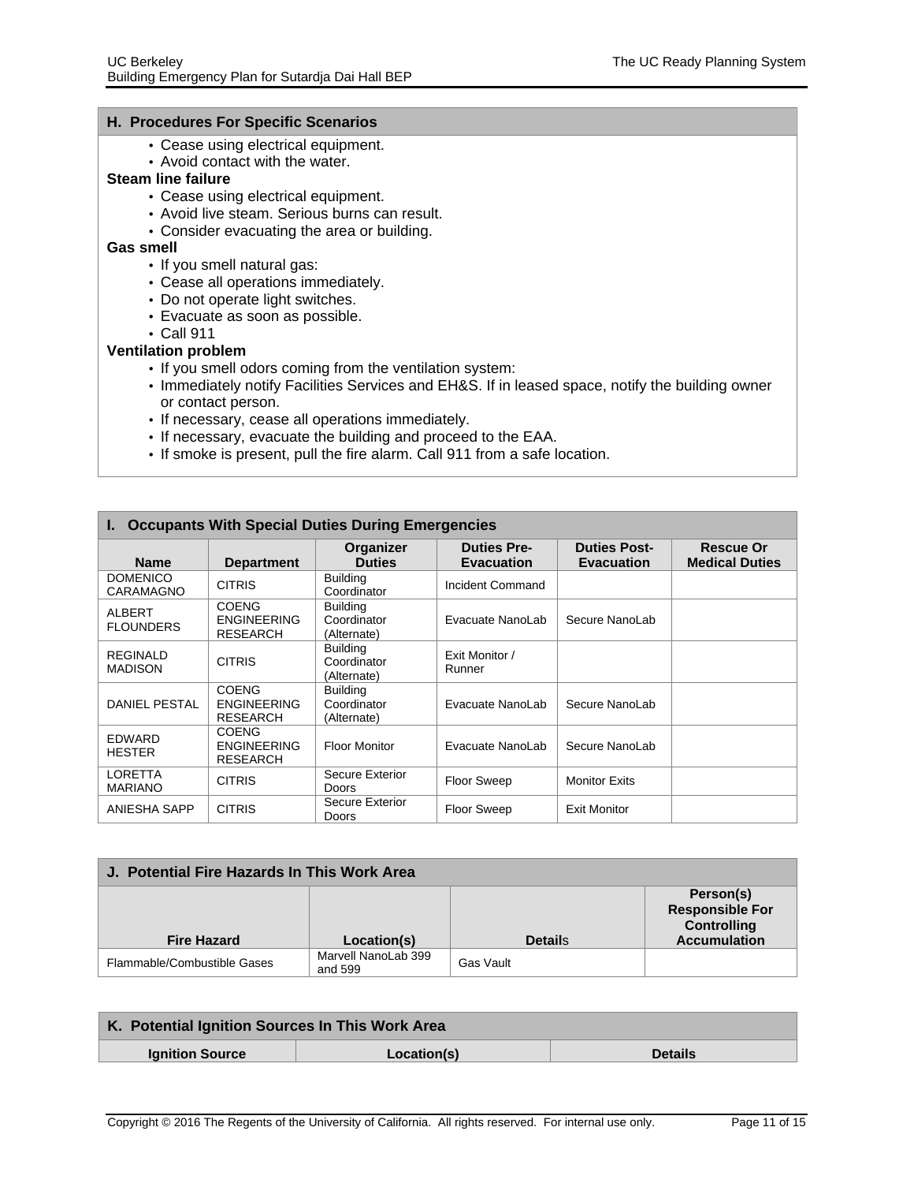## H. Procedures For Specific Scenarios

- Cease using electrical equipment.
- Avoid contact with the water.

**Steam line failure**

- Cease using electrical equipment.
- Avoid live steam. Serious burns can result.
- Consider evacuating the area or building.

**Gas smell**

- If you smell natural gas:
- Cease all operations immediately.
- Do not operate light switches.
- Evacuate as soon as possible.
- Call 911

**Ventilation problem**

- If you smell odors coming from the ventilation system:
- Immediately notify Facilities Services and EH&S. If in leased space, notify the building owner or contact person.
- If necessary, cease all operations immediately.
- If necessary, evacuate the building and proceed to the EAA.
- If smoke is present, pull the fire alarm. Call 911 from a safe location.

## I. Occupants With Special Duties During Emergencies

| Name | Department | Organizer Duties | Duties Pre-Evacuation | Duties Post-Evacuation | Rescue Or Medical Duties |
|---|---|---|---|---|---|
| DOMENICO CARAMAGNO | CITRIS | Building Coordinator | Incident Command | | |
| ALBERT FLOUNDERS | COENG ENGINEERING RESEARCH | Building Coordinator (Alternate) | Evacuate NanoLab | Secure NanoLab | |
| REGINALD MADISON | CITRIS | Building Coordinator (Alternate) | Exit Monitor / Runner | | |
| DANIEL PESTAL | COENG ENGINEERING RESEARCH | Building Coordinator (Alternate) | Evacuate NanoLab | Secure NanoLab | |
| EDWARD HESTER | COENG ENGINEERING RESEARCH | Floor Monitor | Evacuate NanoLab | Secure NanoLab | |
| LORETTA MARIANO | CITRIS | Secure Exterior Doors | Floor Sweep | Monitor Exits | |
| ANIESHA SAPP | CITRIS | Secure Exterior Doors | Floor Sweep | Exit Monitor | |

## J. Potential Fire Hazards In This Work Area

| Fire Hazard | Location(s) | Details | Person(s) Responsible For Controlling Accumulation |
|---|---|---|---|
| Flammable/Combustible Gases | Marvell NanoLab 399 and 599 | Gas Vault | |

## K. Potential Ignition Sources In This Work Area

| Ignition Source | Location(s) | Details |
|---|---|---|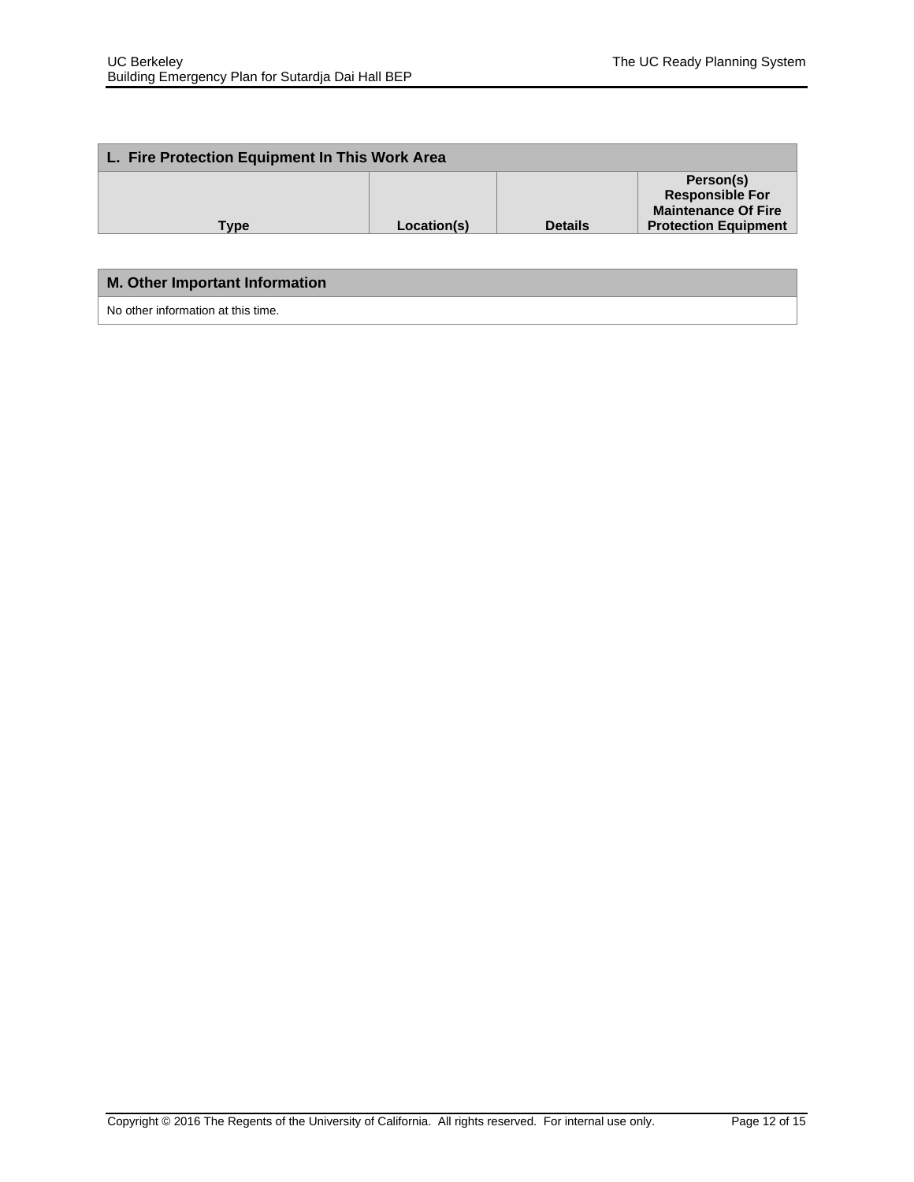## L. Fire Protection Equipment In This Work Area

| Type | Location(s) | Details | Person(s) Responsible For Maintenance Of Fire Protection Equipment |
|---|---|---|---|

## M. Other Important Information

No other information at this time.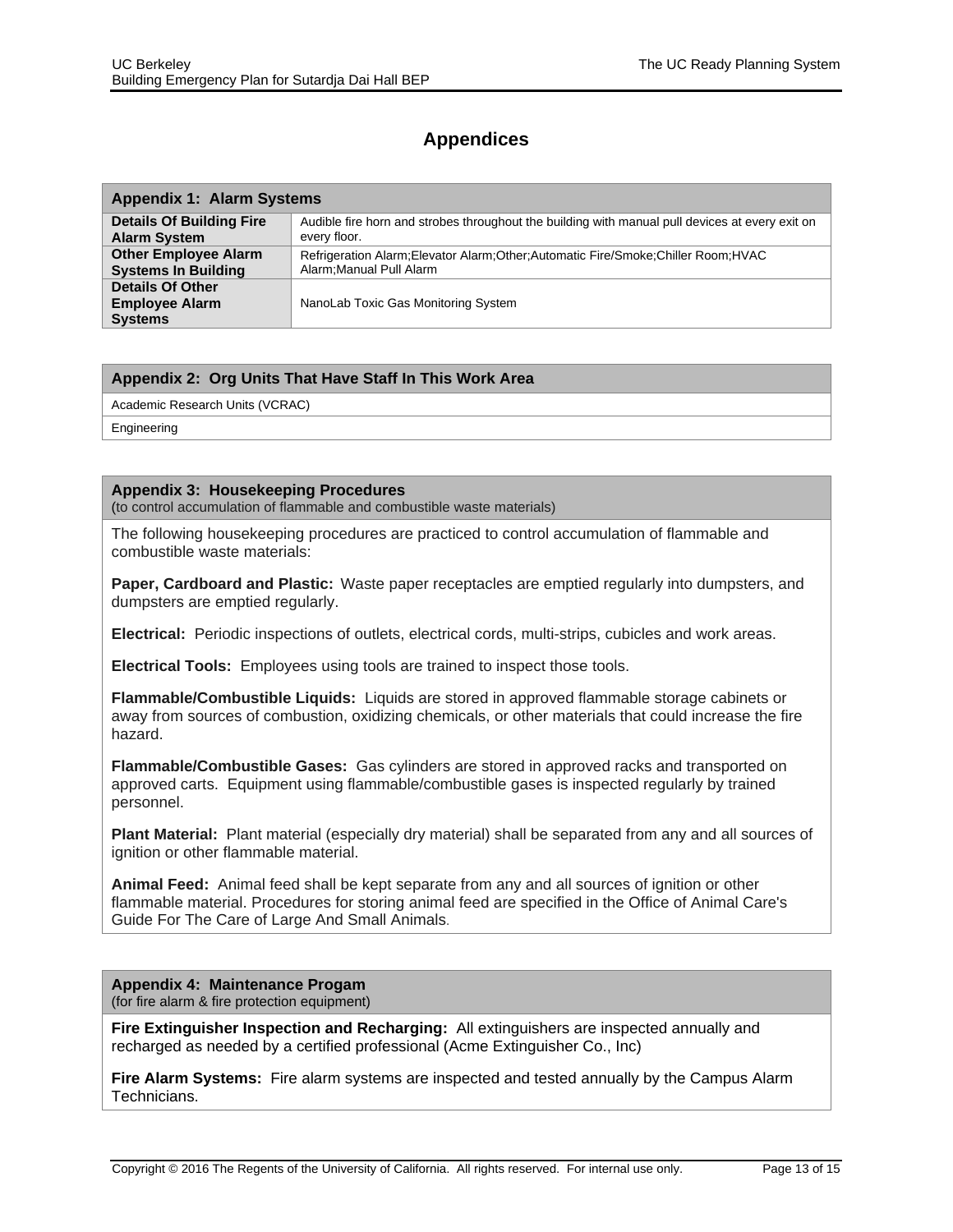# Appendices

| Appendix 1: Alarm Systems | |
|---|---|
| **Details Of Building Fire Alarm System** | Audible fire horn and strobes throughout the building with manual pull devices at every exit on every floor. |
| **Other Employee Alarm Systems In Building** | Refrigeration Alarm;Elevator Alarm;Other;Automatic Fire/Smoke;Chiller Room;HVAC Alarm;Manual Pull Alarm |
| **Details Of Other Employee Alarm Systems** | NanoLab Toxic Gas Monitoring System |

| Appendix 2: Org Units That Have Staff In This Work Area |
|---|
| Academic Research Units (VCRAC) |
| Engineering |

### Appendix 3: Housekeeping Procedures

(to control accumulation of flammable and combustible waste materials)

The following housekeeping procedures are practiced to control accumulation of flammable and combustible waste materials:

**Paper, Cardboard and Plastic:** Waste paper receptacles are emptied regularly into dumpsters, and dumpsters are emptied regularly.

**Electrical:** Periodic inspections of outlets, electrical cords, multi-strips, cubicles and work areas.

**Electrical Tools:** Employees using tools are trained to inspect those tools.

**Flammable/Combustible Liquids:** Liquids are stored in approved flammable storage cabinets or away from sources of combustion, oxidizing chemicals, or other materials that could increase the fire hazard.

**Flammable/Combustible Gases:** Gas cylinders are stored in approved racks and transported on approved carts. Equipment using flammable/combustible gases is inspected regularly by trained personnel.

**Plant Material:** Plant material (especially dry material) shall be separated from any and all sources of ignition or other flammable material.

**Animal Feed:** Animal feed shall be kept separate from any and all sources of ignition or other flammable material. Procedures for storing animal feed are specified in the Office of Animal Care's Guide For The Care of Large And Small Animals.

### Appendix 4: Maintenance Progam

(for fire alarm & fire protection equipment)

**Fire Extinguisher Inspection and Recharging:** All extinguishers are inspected annually and recharged as needed by a certified professional (Acme Extinguisher Co., Inc)

**Fire Alarm Systems:** Fire alarm systems are inspected and tested annually by the Campus Alarm Technicians.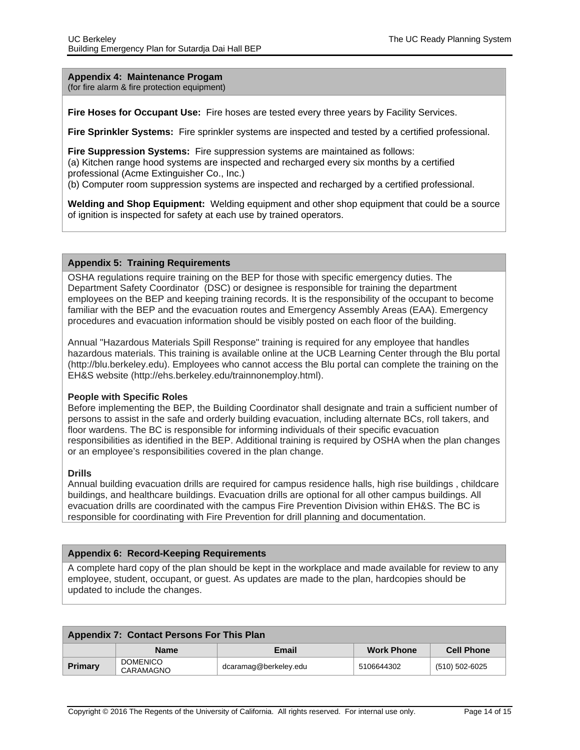## Appendix 4: Maintenance Progam

(for fire alarm & fire protection equipment)

**Fire Hoses for Occupant Use:** Fire hoses are tested every three years by Facility Services.

**Fire Sprinkler Systems:** Fire sprinkler systems are inspected and tested by a certified professional.

**Fire Suppression Systems:** Fire suppression systems are maintained as follows:
(a) Kitchen range hood systems are inspected and recharged every six months by a certified professional (Acme Extinguisher Co., Inc.)
(b) Computer room suppression systems are inspected and recharged by a certified professional.

**Welding and Shop Equipment:** Welding equipment and other shop equipment that could be a source of ignition is inspected for safety at each use by trained operators.

## Appendix 5: Training Requirements

OSHA regulations require training on the BEP for those with specific emergency duties. The Department Safety Coordinator (DSC) or designee is responsible for training the department employees on the BEP and keeping training records. It is the responsibility of the occupant to become familiar with the BEP and the evacuation routes and Emergency Assembly Areas (EAA). Emergency procedures and evacuation information should be visibly posted on each floor of the building.

Annual "Hazardous Materials Spill Response" training is required for any employee that handles hazardous materials. This training is available online at the UCB Learning Center through the Blu portal (http://blu.berkeley.edu). Employees who cannot access the Blu portal can complete the training on the EH&S website (http://ehs.berkeley.edu/trainnonemploy.html).

**People with Specific Roles**

Before implementing the BEP, the Building Coordinator shall designate and train a sufficient number of persons to assist in the safe and orderly building evacuation, including alternate BCs, roll takers, and floor wardens. The BC is responsible for informing individuals of their specific evacuation responsibilities as identified in the BEP. Additional training is required by OSHA when the plan changes or an employee's responsibilities covered in the plan change.

**Drills**

Annual building evacuation drills are required for campus residence halls, high rise buildings , childcare buildings, and healthcare buildings. Evacuation drills are optional for all other campus buildings. All evacuation drills are coordinated with the campus Fire Prevention Division within EH&S. The BC is responsible for coordinating with Fire Prevention for drill planning and documentation.

## Appendix 6: Record-Keeping Requirements

A complete hard copy of the plan should be kept in the workplace and made available for review to any employee, student, occupant, or guest. As updates are made to the plan, hardcopies should be updated to include the changes.

## Appendix 7: Contact Persons For This Plan

| | Name | Email | Work Phone | Cell Phone |
|---|---|---|---|---|
| **Primary** | DOMENICO CARAMAGNO | dcaramag@berkeley.edu | 5106644302 | (510) 502-6025 |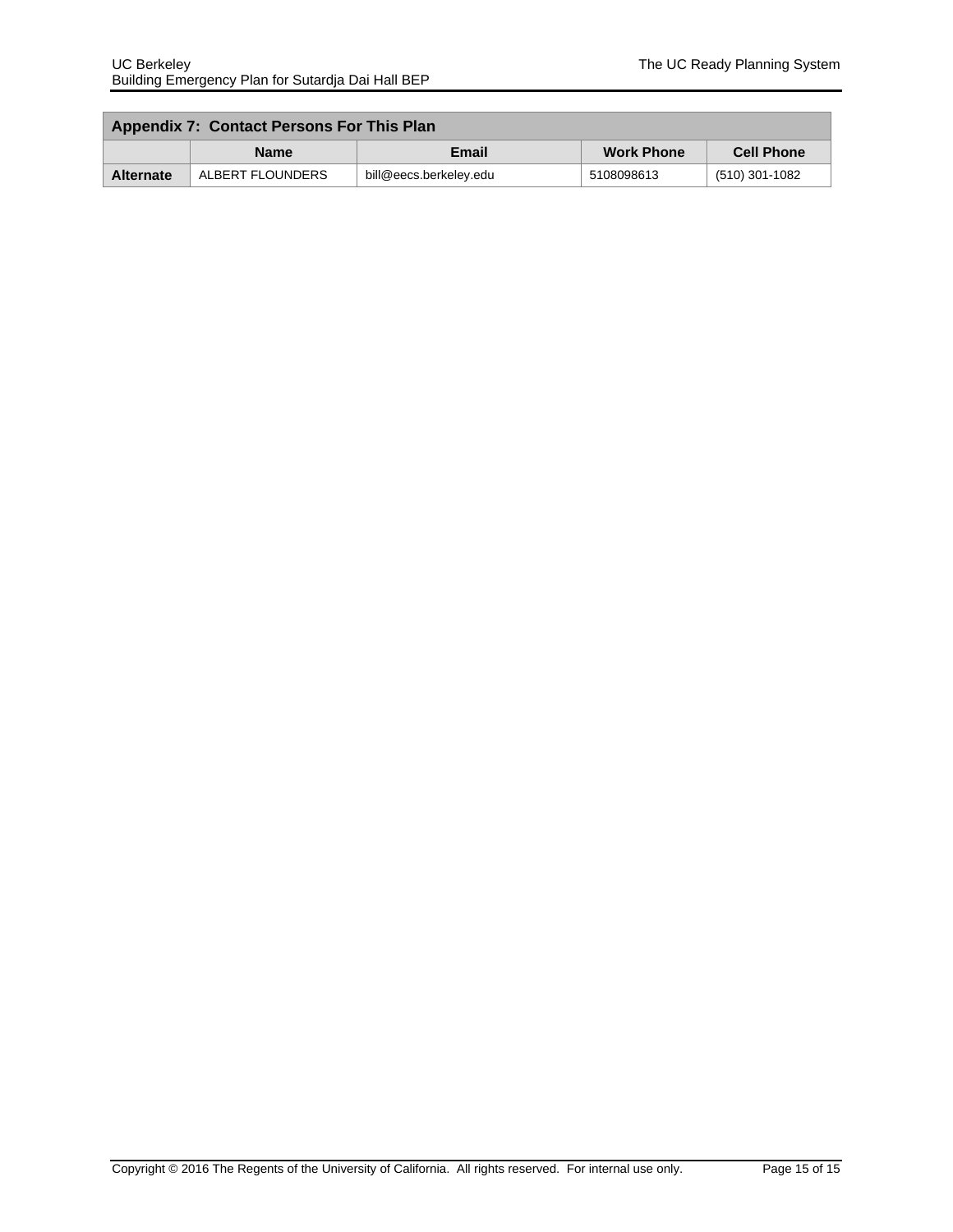| Appendix 7: Contact Persons For This Plan | | | | |
|---|---|---|---|---|
| | **Name** | **Email** | **Work Phone** | **Cell Phone** |
| **Alternate** | ALBERT FLOUNDERS | bill@eecs.berkeley.edu | 5108098613 | (510) 301-1082 |